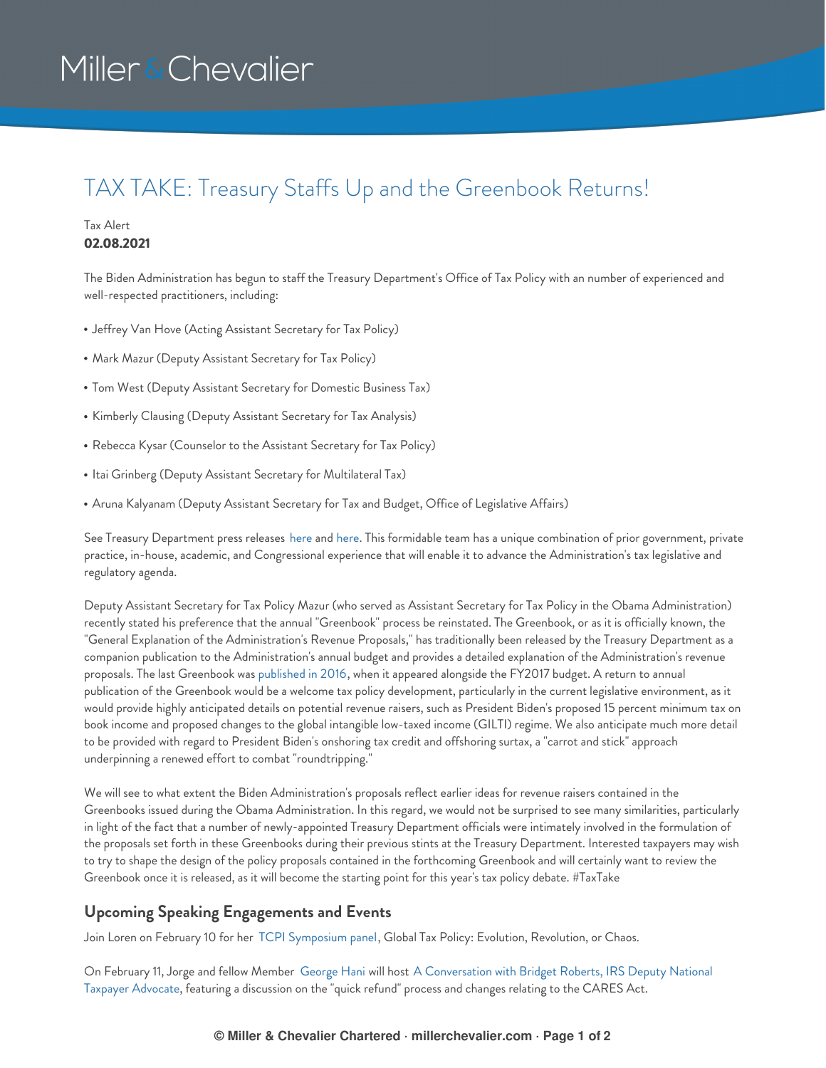Miller & Chevalier

# TAX TAKE: Treasury Staffs Up and the Greenbook Returns!

Tax Alert
**02.08.2021**

The Biden Administration has begun to staff the Treasury Department's Office of Tax Policy with an number of experienced and well-respected practitioners, including:

- Jeffrey Van Hove (Acting Assistant Secretary for Tax Policy)
- Mark Mazur (Deputy Assistant Secretary for Tax Policy)
- Tom West (Deputy Assistant Secretary for Domestic Business Tax)
- Kimberly Clausing (Deputy Assistant Secretary for Tax Analysis)
- Rebecca Kysar (Counselor to the Assistant Secretary for Tax Policy)
- Itai Grinberg (Deputy Assistant Secretary for Multilateral Tax)
- Aruna Kalyanam (Deputy Assistant Secretary for Tax and Budget, Office of Legislative Affairs)

See Treasury Department press releases here and here. This formidable team has a unique combination of prior government, private practice, in-house, academic, and Congressional experience that will enable it to advance the Administration's tax legislative and regulatory agenda.

Deputy Assistant Secretary for Tax Policy Mazur (who served as Assistant Secretary for Tax Policy in the Obama Administration) recently stated his preference that the annual "Greenbook" process be reinstated. The Greenbook, or as it is officially known, the "General Explanation of the Administration's Revenue Proposals," has traditionally been released by the Treasury Department as a companion publication to the Administration's annual budget and provides a detailed explanation of the Administration's revenue proposals. The last Greenbook was published in 2016, when it appeared alongside the FY2017 budget. A return to annual publication of the Greenbook would be a welcome tax policy development, particularly in the current legislative environment, as it would provide highly anticipated details on potential revenue raisers, such as President Biden's proposed 15 percent minimum tax on book income and proposed changes to the global intangible low-taxed income (GILTI) regime. We also anticipate much more detail to be provided with regard to President Biden's onshoring tax credit and offshoring surtax, a "carrot and stick" approach underpinning a renewed effort to combat "roundtripping."

We will see to what extent the Biden Administration's proposals reflect earlier ideas for revenue raisers contained in the Greenbooks issued during the Obama Administration. In this regard, we would not be surprised to see many similarities, particularly in light of the fact that a number of newly-appointed Treasury Department officials were intimately involved in the formulation of the proposals set forth in these Greenbooks during their previous stints at the Treasury Department. Interested taxpayers may wish to try to shape the design of the policy proposals contained in the forthcoming Greenbook and will certainly want to review the Greenbook once it is released, as it will become the starting point for this year's tax policy debate. #TaxTake

## Upcoming Speaking Engagements and Events

Join Loren on February 10 for her TCPI Symposium panel, Global Tax Policy: Evolution, Revolution, or Chaos.

On February 11, Jorge and fellow Member George Hani will host A Conversation with Bridget Roberts, IRS Deputy National Taxpayer Advocate, featuring a discussion on the "quick refund" process and changes relating to the CARES Act.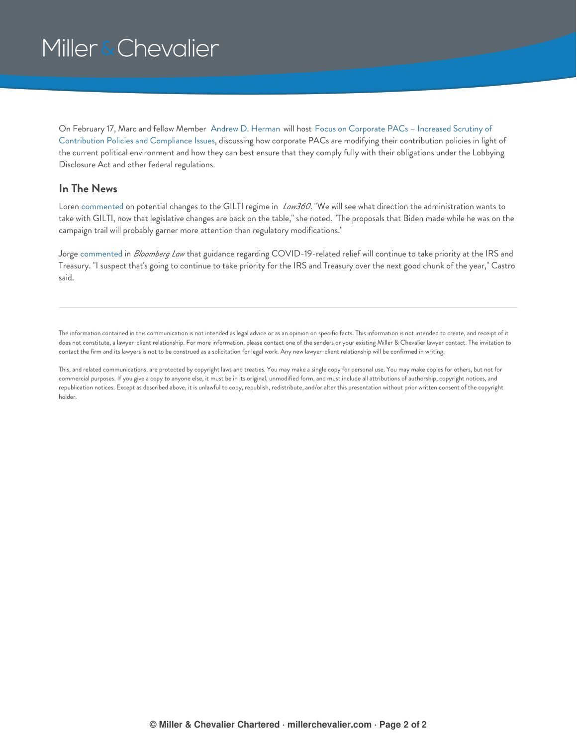On February 17, Marc and fellow Member Andrew D. Herman will host Focus on Corporate PACs – Increased Scrutiny of Contribution Policies and Compliance Issues, discussing how corporate PACs are modifying their contribution policies in light of the current political environment and how they can best ensure that they comply fully with their obligations under the Lobbying Disclosure Act and other federal regulations.

## In The News

Loren commented on potential changes to the GILTI regime in *Law360*. "We will see what direction the administration wants to take with GILTI, now that legislative changes are back on the table," she noted. "The proposals that Biden made while he was on the campaign trail will probably garner more attention than regulatory modifications."

Jorge commented in *Bloomberg Law* that guidance regarding COVID-19-related relief will continue to take priority at the IRS and Treasury. "I suspect that's going to continue to take priority for the IRS and Treasury over the next good chunk of the year," Castro said.

---

The information contained in this communication is not intended as legal advice or as an opinion on specific facts. This information is not intended to create, and receipt of it does not constitute, a lawyer-client relationship. For more information, please contact one of the senders or your existing Miller & Chevalier lawyer contact. The invitation to contact the firm and its lawyers is not to be construed as a solicitation for legal work. Any new lawyer-client relationship will be confirmed in writing.

This, and related communications, are protected by copyright laws and treaties. You may make a single copy for personal use. You may make copies for others, but not for commercial purposes. If you give a copy to anyone else, it must be in its original, unmodified form, and must include all attributions of authorship, copyright notices, and republication notices. Except as described above, it is unlawful to copy, republish, redistribute, and/or alter this presentation without prior written consent of the copyright holder.